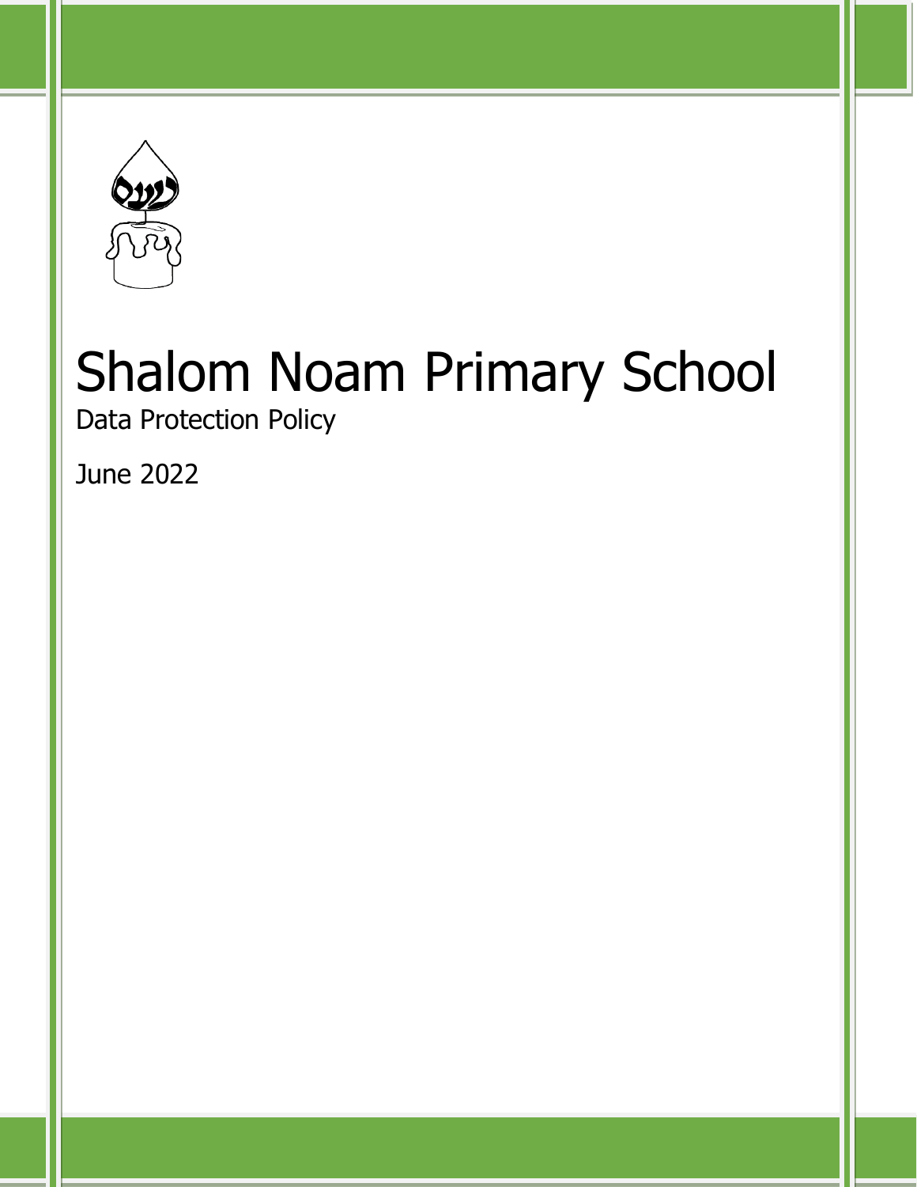# Shalom Noam Primary School

Data Protection Policy

June 2022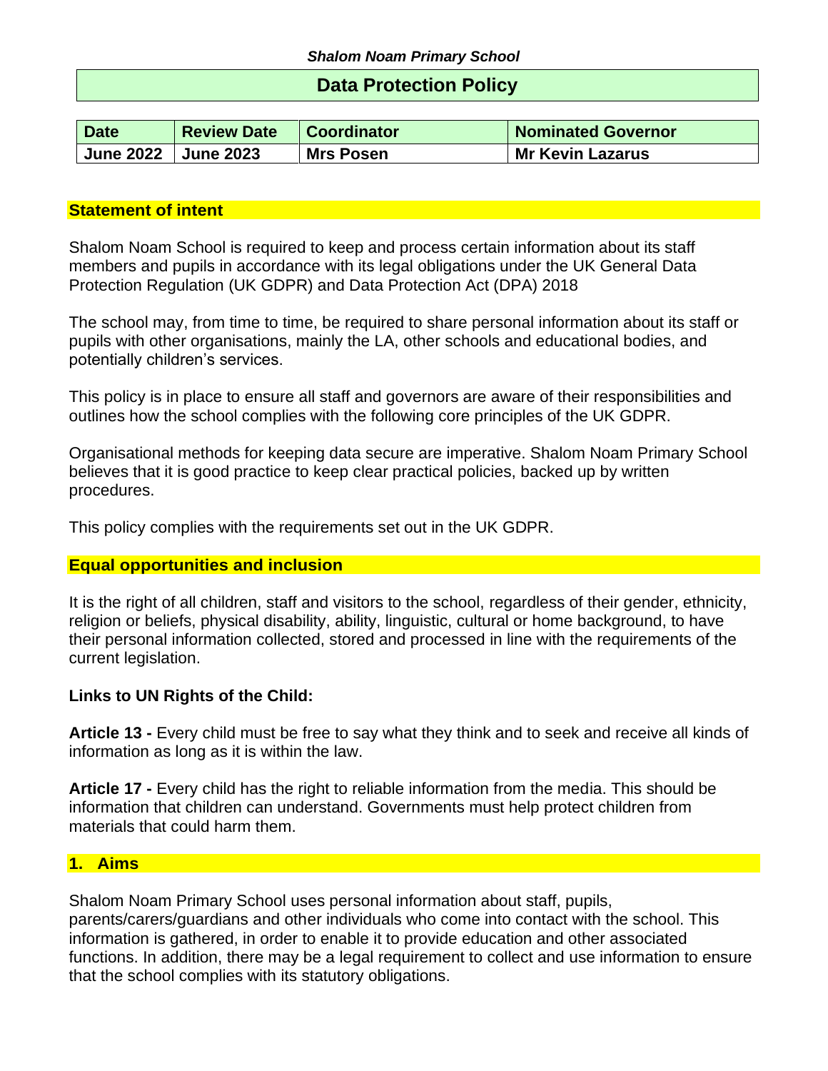*Shalom Noam Primary School*

# Data Protection Policy

| Date | Review Date | Coordinator | Nominated Governor |
|---|---|---|---|
| June 2022 | June 2023 | Mrs Posen | Mr Kevin Lazarus |

## Statement of intent

Shalom Noam School is required to keep and process certain information about its staff members and pupils in accordance with its legal obligations under the UK General Data Protection Regulation (UK GDPR) and Data Protection Act (DPA) 2018

The school may, from time to time, be required to share personal information about its staff or pupils with other organisations, mainly the LA, other schools and educational bodies, and potentially children's services.

This policy is in place to ensure all staff and governors are aware of their responsibilities and outlines how the school complies with the following core principles of the UK GDPR.

Organisational methods for keeping data secure are imperative. Shalom Noam Primary School believes that it is good practice to keep clear practical policies, backed up by written procedures.

This policy complies with the requirements set out in the UK GDPR.

## Equal opportunities and inclusion

It is the right of all children, staff and visitors to the school, regardless of their gender, ethnicity, religion or beliefs, physical disability, ability, linguistic, cultural or home background, to have their personal information collected, stored and processed in line with the requirements of the current legislation.

**Links to UN Rights of the Child:**

**Article 13 -** Every child must be free to say what they think and to seek and receive all kinds of information as long as it is within the law.

**Article 17 -** Every child has the right to reliable information from the media. This should be information that children can understand. Governments must help protect children from materials that could harm them.

## 1. Aims

Shalom Noam Primary School uses personal information about staff, pupils, parents/carers/guardians and other individuals who come into contact with the school. This information is gathered, in order to enable it to provide education and other associated functions. In addition, there may be a legal requirement to collect and use information to ensure that the school complies with its statutory obligations.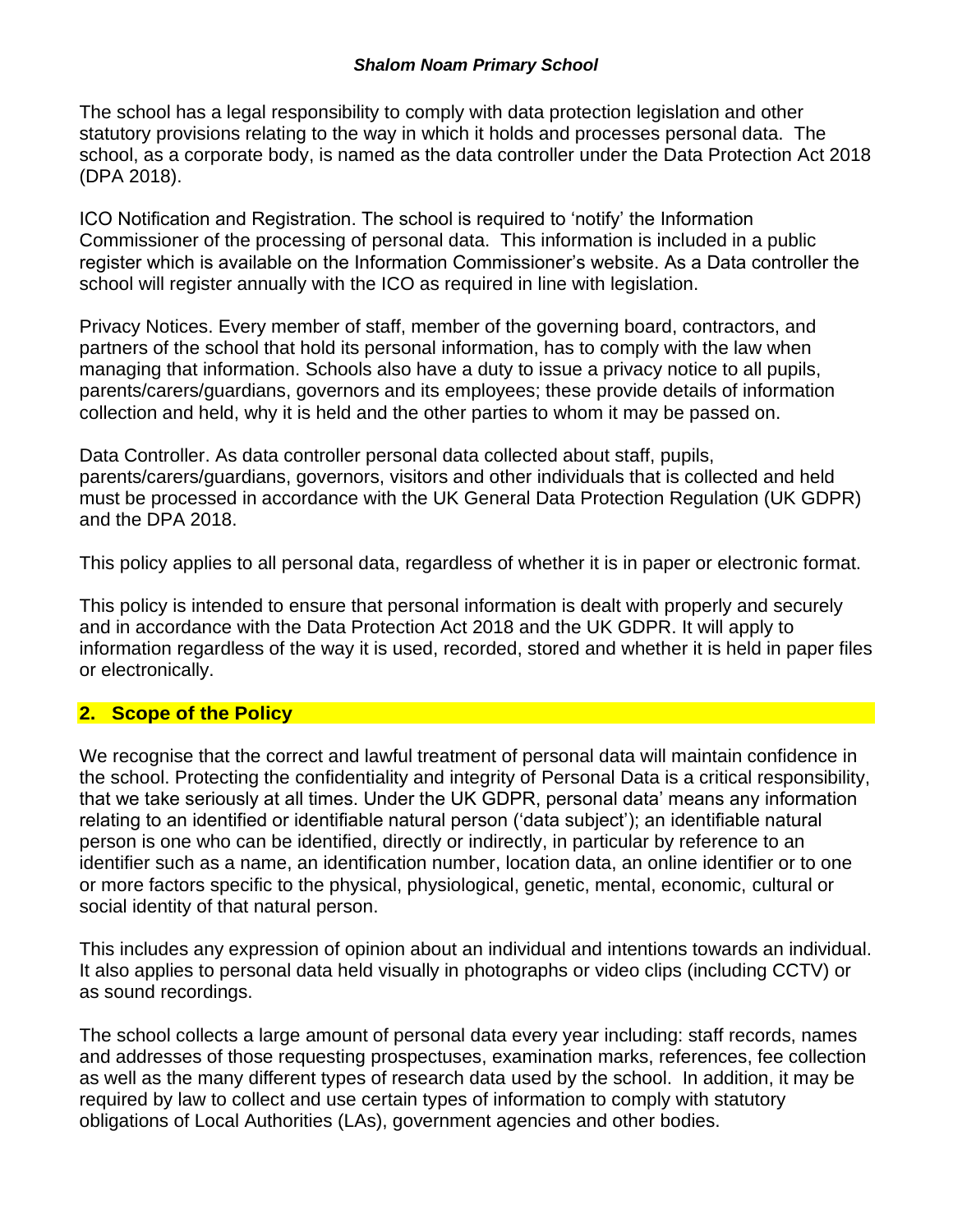The school has a legal responsibility to comply with data protection legislation and other statutory provisions relating to the way in which it holds and processes personal data. The school, as a corporate body, is named as the data controller under the Data Protection Act 2018 (DPA 2018).

ICO Notification and Registration. The school is required to 'notify' the Information Commissioner of the processing of personal data. This information is included in a public register which is available on the Information Commissioner's website. As a Data controller the school will register annually with the ICO as required in line with legislation.

Privacy Notices. Every member of staff, member of the governing board, contractors, and partners of the school that hold its personal information, has to comply with the law when managing that information. Schools also have a duty to issue a privacy notice to all pupils, parents/carers/guardians, governors and its employees; these provide details of information collection and held, why it is held and the other parties to whom it may be passed on.

Data Controller. As data controller personal data collected about staff, pupils, parents/carers/guardians, governors, visitors and other individuals that is collected and held must be processed in accordance with the UK General Data Protection Regulation (UK GDPR) and the DPA 2018.

This policy applies to all personal data, regardless of whether it is in paper or electronic format.

This policy is intended to ensure that personal information is dealt with properly and securely and in accordance with the Data Protection Act 2018 and the UK GDPR. It will apply to information regardless of the way it is used, recorded, stored and whether it is held in paper files or electronically.

## 2. Scope of the Policy

We recognise that the correct and lawful treatment of personal data will maintain confidence in the school. Protecting the confidentiality and integrity of Personal Data is a critical responsibility, that we take seriously at all times. Under the UK GDPR, personal data' means any information relating to an identified or identifiable natural person ('data subject'); an identifiable natural person is one who can be identified, directly or indirectly, in particular by reference to an identifier such as a name, an identification number, location data, an online identifier or to one or more factors specific to the physical, physiological, genetic, mental, economic, cultural or social identity of that natural person.

This includes any expression of opinion about an individual and intentions towards an individual. It also applies to personal data held visually in photographs or video clips (including CCTV) or as sound recordings.

The school collects a large amount of personal data every year including: staff records, names and addresses of those requesting prospectuses, examination marks, references, fee collection as well as the many different types of research data used by the school. In addition, it may be required by law to collect and use certain types of information to comply with statutory obligations of Local Authorities (LAs), government agencies and other bodies.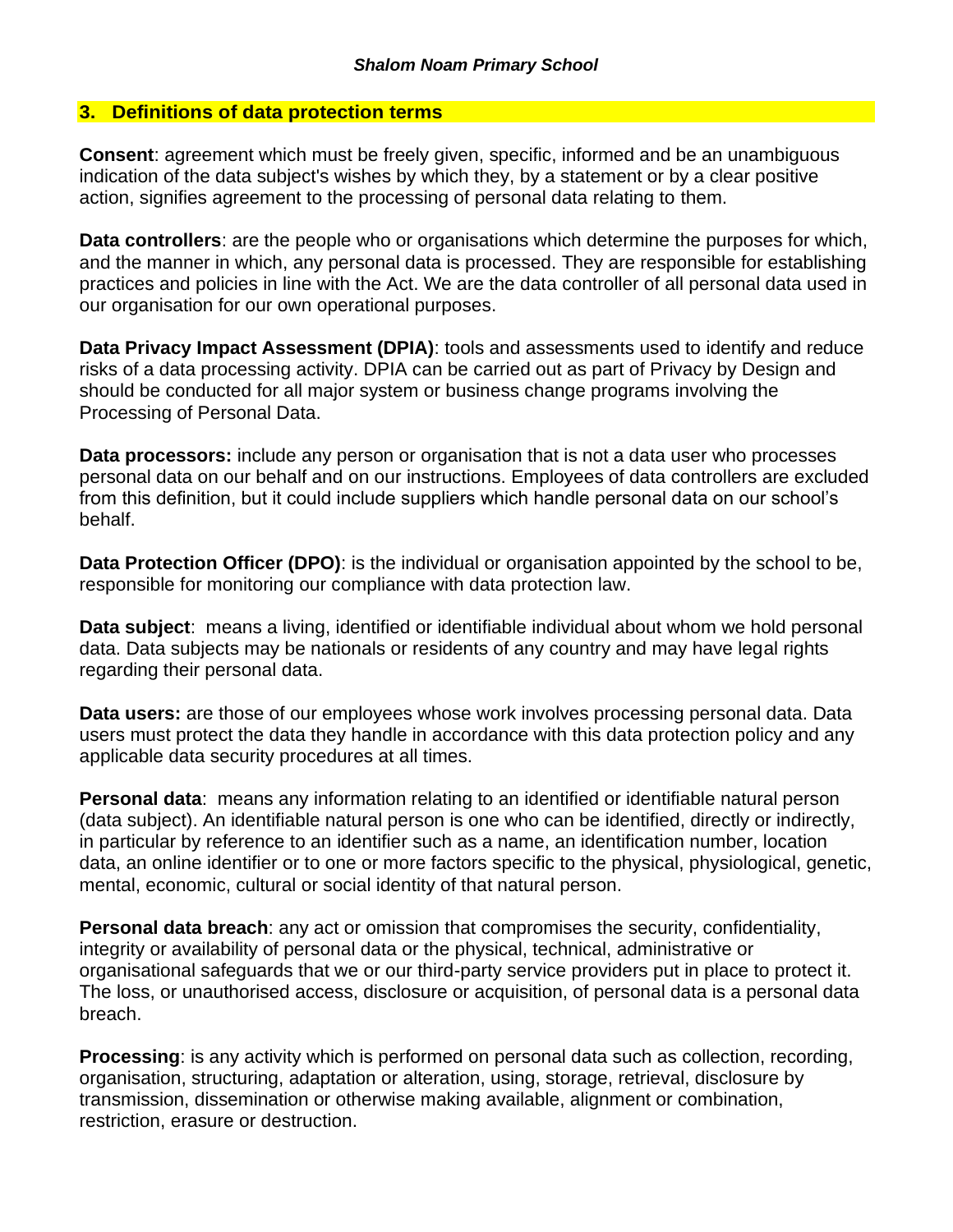## 3. Definitions of data protection terms

**Consent**: agreement which must be freely given, specific, informed and be an unambiguous indication of the data subject's wishes by which they, by a statement or by a clear positive action, signifies agreement to the processing of personal data relating to them.

**Data controllers**: are the people who or organisations which determine the purposes for which, and the manner in which, any personal data is processed. They are responsible for establishing practices and policies in line with the Act. We are the data controller of all personal data used in our organisation for our own operational purposes.

**Data Privacy Impact Assessment (DPIA)**: tools and assessments used to identify and reduce risks of a data processing activity. DPIA can be carried out as part of Privacy by Design and should be conducted for all major system or business change programs involving the Processing of Personal Data.

**Data processors:** include any person or organisation that is not a data user who processes personal data on our behalf and on our instructions. Employees of data controllers are excluded from this definition, but it could include suppliers which handle personal data on our school's behalf.

**Data Protection Officer (DPO)**: is the individual or organisation appointed by the school to be, responsible for monitoring our compliance with data protection law.

**Data subject**: means a living, identified or identifiable individual about whom we hold personal data. Data subjects may be nationals or residents of any country and may have legal rights regarding their personal data.

**Data users:** are those of our employees whose work involves processing personal data. Data users must protect the data they handle in accordance with this data protection policy and any applicable data security procedures at all times.

**Personal data**: means any information relating to an identified or identifiable natural person (data subject). An identifiable natural person is one who can be identified, directly or indirectly, in particular by reference to an identifier such as a name, an identification number, location data, an online identifier or to one or more factors specific to the physical, physiological, genetic, mental, economic, cultural or social identity of that natural person.

**Personal data breach**: any act or omission that compromises the security, confidentiality, integrity or availability of personal data or the physical, technical, administrative or organisational safeguards that we or our third-party service providers put in place to protect it. The loss, or unauthorised access, disclosure or acquisition, of personal data is a personal data breach.

**Processing**: is any activity which is performed on personal data such as collection, recording, organisation, structuring, adaptation or alteration, using, storage, retrieval, disclosure by transmission, dissemination or otherwise making available, alignment or combination, restriction, erasure or destruction.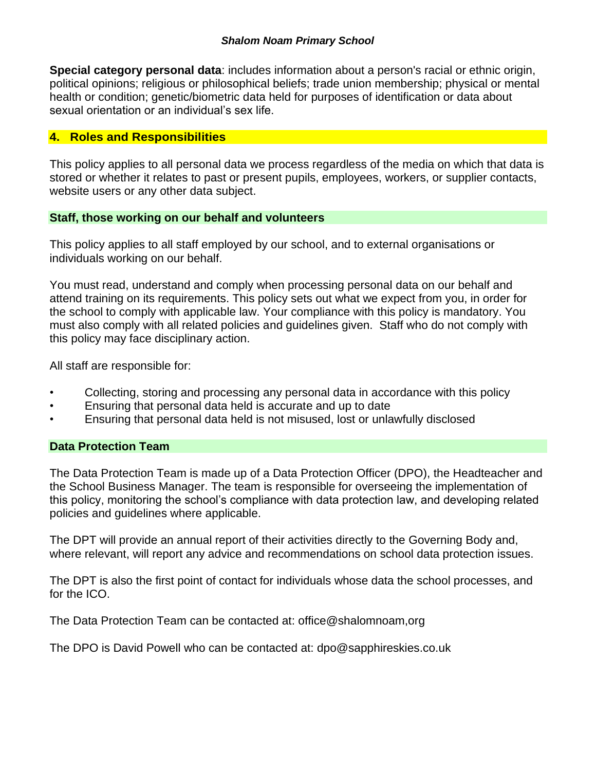**Special category personal data**: includes information about a person's racial or ethnic origin, political opinions; religious or philosophical beliefs; trade union membership; physical or mental health or condition; genetic/biometric data held for purposes of identification or data about sexual orientation or an individual's sex life.

## 4. Roles and Responsibilities

This policy applies to all personal data we process regardless of the media on which that data is stored or whether it relates to past or present pupils, employees, workers, or supplier contacts, website users or any other data subject.

### Staff, those working on our behalf and volunteers

This policy applies to all staff employed by our school, and to external organisations or individuals working on our behalf.

You must read, understand and comply when processing personal data on our behalf and attend training on its requirements. This policy sets out what we expect from you, in order for the school to comply with applicable law. Your compliance with this policy is mandatory. You must also comply with all related policies and guidelines given. Staff who do not comply with this policy may face disciplinary action.

All staff are responsible for:

- Collecting, storing and processing any personal data in accordance with this policy
- Ensuring that personal data held is accurate and up to date
- Ensuring that personal data held is not misused, lost or unlawfully disclosed

### Data Protection Team

The Data Protection Team is made up of a Data Protection Officer (DPO), the Headteacher and the School Business Manager. The team is responsible for overseeing the implementation of this policy, monitoring the school's compliance with data protection law, and developing related policies and guidelines where applicable.

The DPT will provide an annual report of their activities directly to the Governing Body and, where relevant, will report any advice and recommendations on school data protection issues.

The DPT is also the first point of contact for individuals whose data the school processes, and for the ICO.

The Data Protection Team can be contacted at: office@shalomnoam,org

The DPO is David Powell who can be contacted at: dpo@sapphireskies.co.uk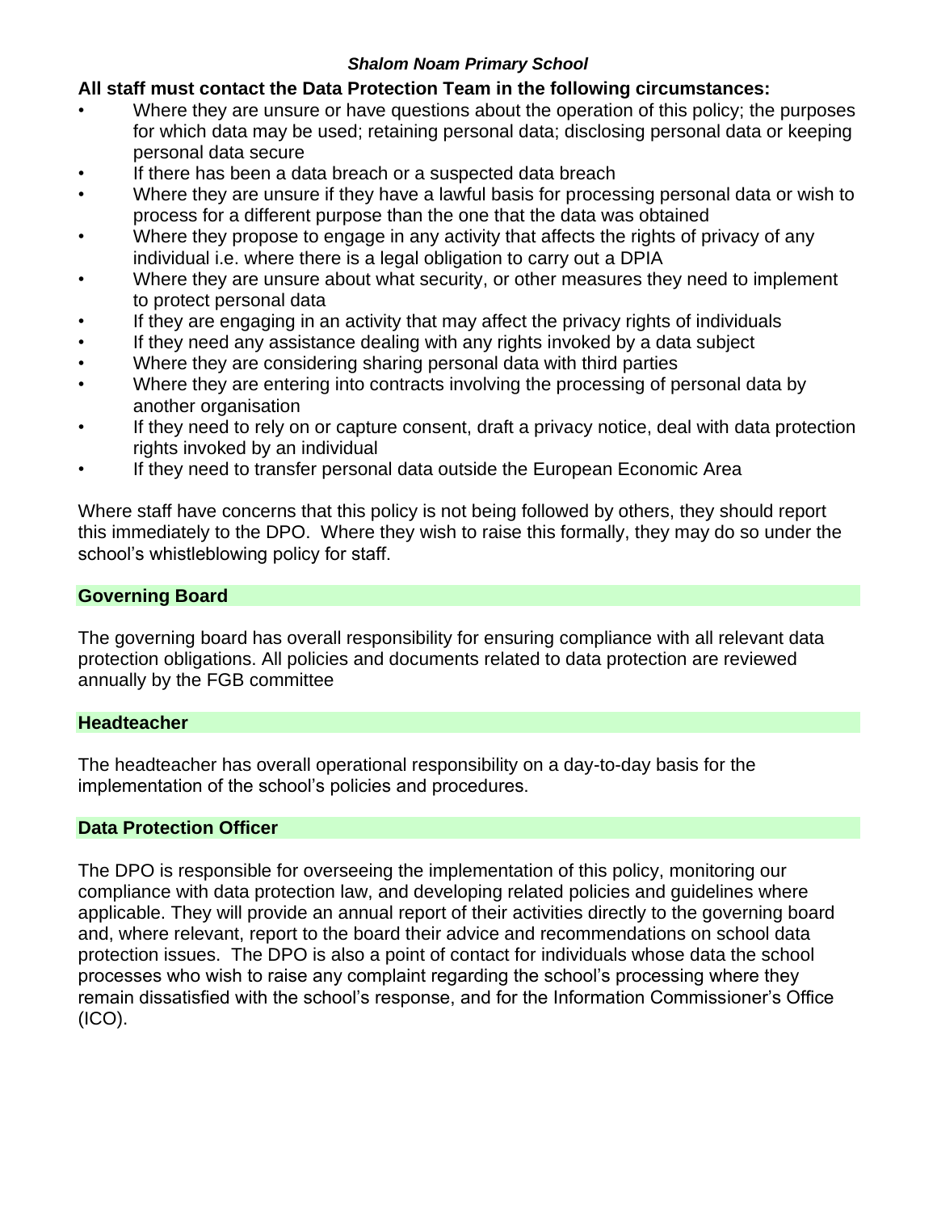**All staff must contact the Data Protection Team in the following circumstances:**

- Where they are unsure or have questions about the operation of this policy; the purposes for which data may be used; retaining personal data; disclosing personal data or keeping personal data secure
- If there has been a data breach or a suspected data breach
- Where they are unsure if they have a lawful basis for processing personal data or wish to process for a different purpose than the one that the data was obtained
- Where they propose to engage in any activity that affects the rights of privacy of any individual i.e. where there is a legal obligation to carry out a DPIA
- Where they are unsure about what security, or other measures they need to implement to protect personal data
- If they are engaging in an activity that may affect the privacy rights of individuals
- If they need any assistance dealing with any rights invoked by a data subject
- Where they are considering sharing personal data with third parties
- Where they are entering into contracts involving the processing of personal data by another organisation
- If they need to rely on or capture consent, draft a privacy notice, deal with data protection rights invoked by an individual
- If they need to transfer personal data outside the European Economic Area

Where staff have concerns that this policy is not being followed by others, they should report this immediately to the DPO. Where they wish to raise this formally, they may do so under the school's whistleblowing policy for staff.

## Governing Board

The governing board has overall responsibility for ensuring compliance with all relevant data protection obligations. All policies and documents related to data protection are reviewed annually by the FGB committee

## Headteacher

The headteacher has overall operational responsibility on a day-to-day basis for the implementation of the school's policies and procedures.

## Data Protection Officer

The DPO is responsible for overseeing the implementation of this policy, monitoring our compliance with data protection law, and developing related policies and guidelines where applicable. They will provide an annual report of their activities directly to the governing board and, where relevant, report to the board their advice and recommendations on school data protection issues. The DPO is also a point of contact for individuals whose data the school processes who wish to raise any complaint regarding the school's processing where they remain dissatisfied with the school's response, and for the Information Commissioner's Office (ICO).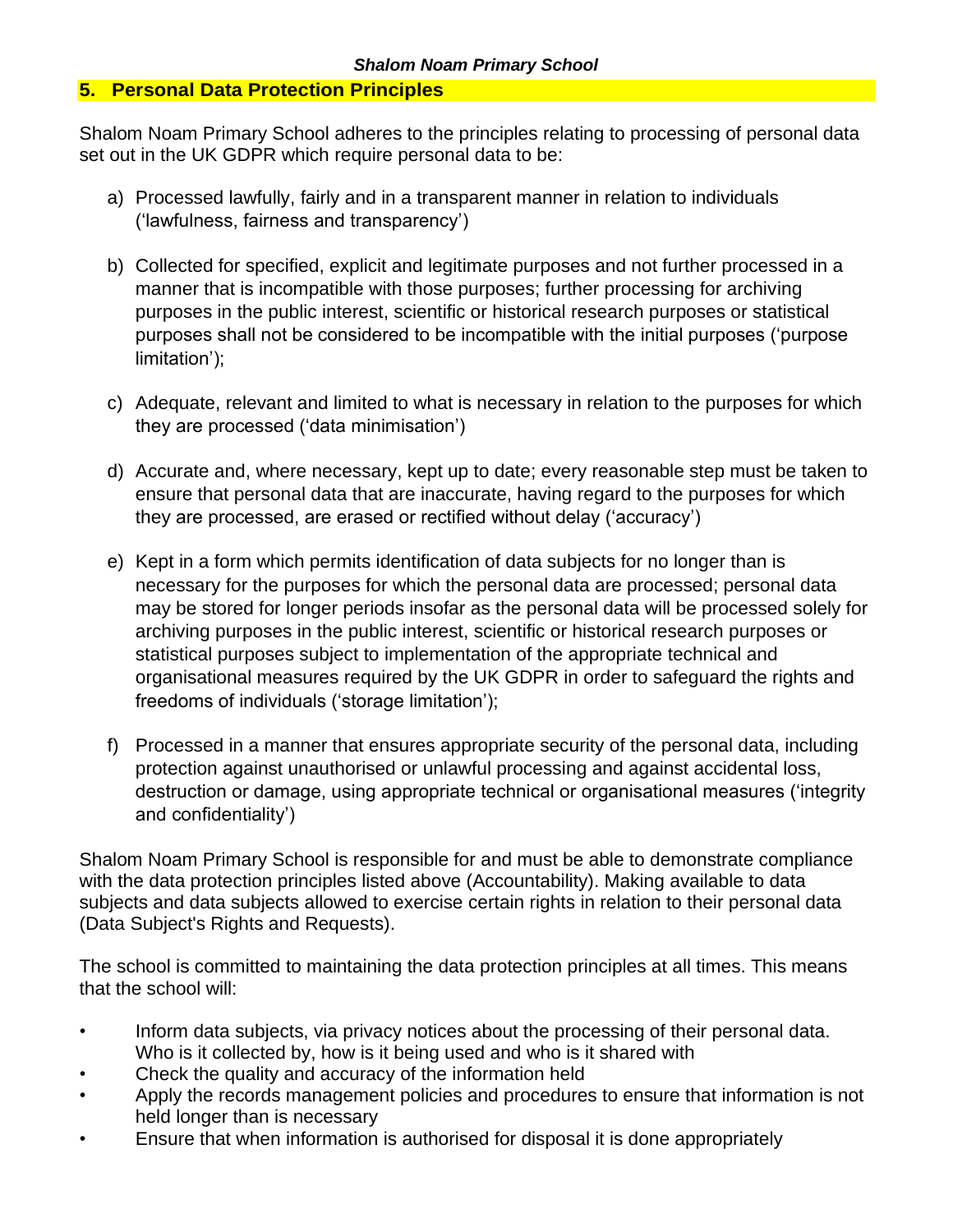## 5. Personal Data Protection Principles

Shalom Noam Primary School adheres to the principles relating to processing of personal data set out in the UK GDPR which require personal data to be:

a) Processed lawfully, fairly and in a transparent manner in relation to individuals (‘lawfulness, fairness and transparency’)

b) Collected for specified, explicit and legitimate purposes and not further processed in a manner that is incompatible with those purposes; further processing for archiving purposes in the public interest, scientific or historical research purposes or statistical purposes shall not be considered to be incompatible with the initial purposes (‘purpose limitation’);

c) Adequate, relevant and limited to what is necessary in relation to the purposes for which they are processed (‘data minimisation’)

d) Accurate and, where necessary, kept up to date; every reasonable step must be taken to ensure that personal data that are inaccurate, having regard to the purposes for which they are processed, are erased or rectified without delay (‘accuracy’)

e) Kept in a form which permits identification of data subjects for no longer than is necessary for the purposes for which the personal data are processed; personal data may be stored for longer periods insofar as the personal data will be processed solely for archiving purposes in the public interest, scientific or historical research purposes or statistical purposes subject to implementation of the appropriate technical and organisational measures required by the UK GDPR in order to safeguard the rights and freedoms of individuals (‘storage limitation’);

f) Processed in a manner that ensures appropriate security of the personal data, including protection against unauthorised or unlawful processing and against accidental loss, destruction or damage, using appropriate technical or organisational measures (‘integrity and confidentiality’)

Shalom Noam Primary School is responsible for and must be able to demonstrate compliance with the data protection principles listed above (Accountability). Making available to data subjects and data subjects allowed to exercise certain rights in relation to their personal data (Data Subject's Rights and Requests).

The school is committed to maintaining the data protection principles at all times. This means that the school will:

- Inform data subjects, via privacy notices about the processing of their personal data. Who is it collected by, how is it being used and who is it shared with
- Check the quality and accuracy of the information held
- Apply the records management policies and procedures to ensure that information is not held longer than is necessary
- Ensure that when information is authorised for disposal it is done appropriately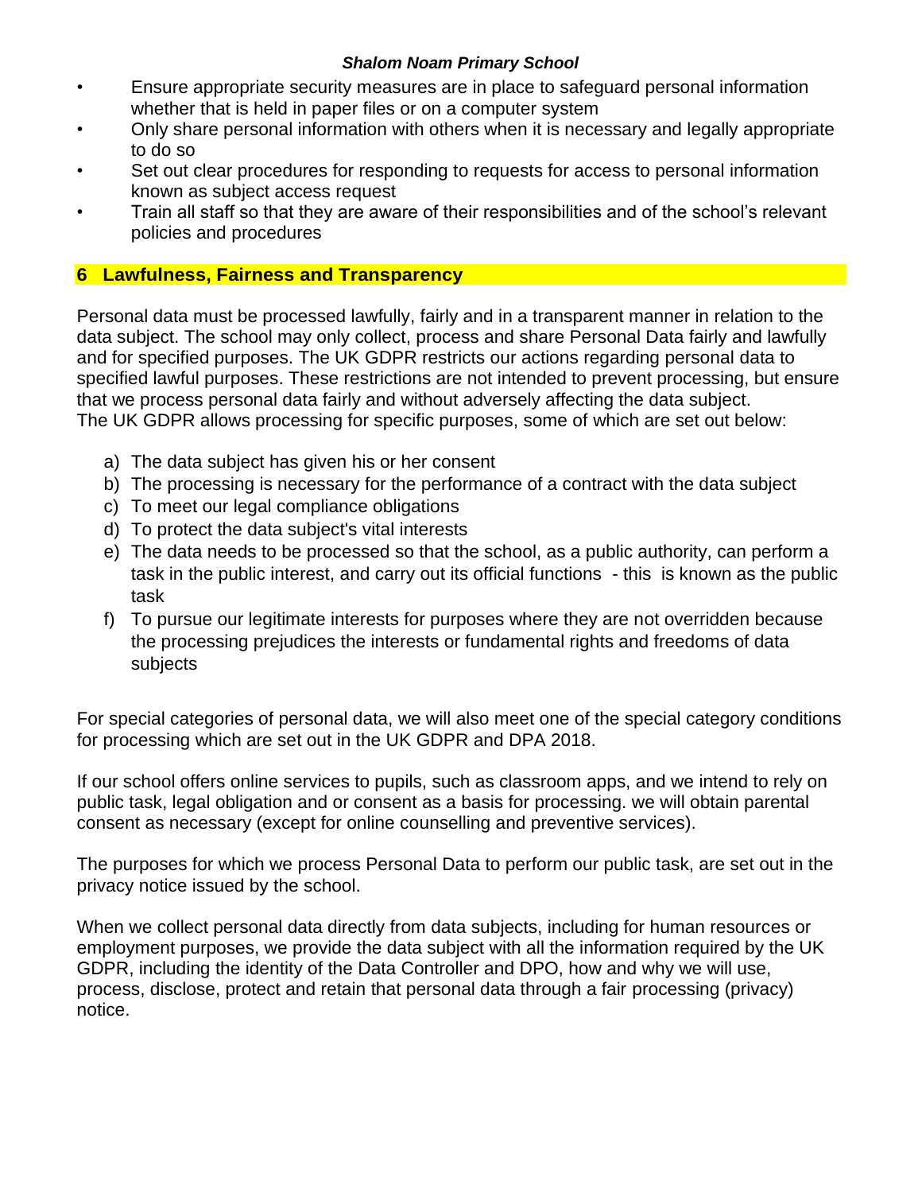- Ensure appropriate security measures are in place to safeguard personal information whether that is held in paper files or on a computer system
- Only share personal information with others when it is necessary and legally appropriate to do so
- Set out clear procedures for responding to requests for access to personal information known as subject access request
- Train all staff so that they are aware of their responsibilities and of the school's relevant policies and procedures

## 6 Lawfulness, Fairness and Transparency

Personal data must be processed lawfully, fairly and in a transparent manner in relation to the data subject. The school may only collect, process and share Personal Data fairly and lawfully and for specified purposes. The UK GDPR restricts our actions regarding personal data to specified lawful purposes. These restrictions are not intended to prevent processing, but ensure that we process personal data fairly and without adversely affecting the data subject.
The UK GDPR allows processing for specific purposes, some of which are set out below:

a) The data subject has given his or her consent
b) The processing is necessary for the performance of a contract with the data subject
c) To meet our legal compliance obligations
d) To protect the data subject's vital interests
e) The data needs to be processed so that the school, as a public authority, can perform a task in the public interest, and carry out its official functions - this is known as the public task
f) To pursue our legitimate interests for purposes where they are not overridden because the processing prejudices the interests or fundamental rights and freedoms of data subjects

For special categories of personal data, we will also meet one of the special category conditions for processing which are set out in the UK GDPR and DPA 2018.

If our school offers online services to pupils, such as classroom apps, and we intend to rely on public task, legal obligation and or consent as a basis for processing. we will obtain parental consent as necessary (except for online counselling and preventive services).

The purposes for which we process Personal Data to perform our public task, are set out in the privacy notice issued by the school.

When we collect personal data directly from data subjects, including for human resources or employment purposes, we provide the data subject with all the information required by the UK GDPR, including the identity of the Data Controller and DPO, how and why we will use, process, disclose, protect and retain that personal data through a fair processing (privacy) notice.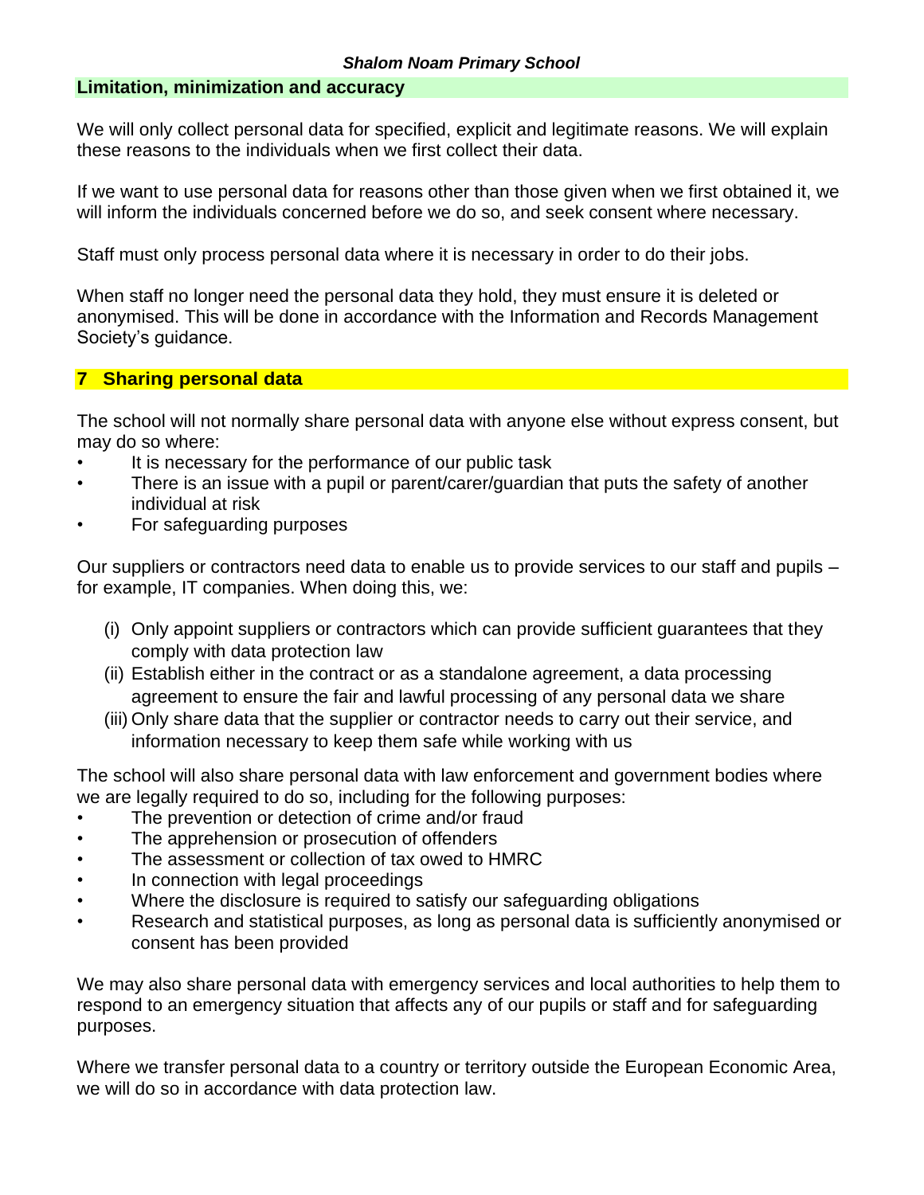## Limitation, minimization and accuracy

We will only collect personal data for specified, explicit and legitimate reasons. We will explain these reasons to the individuals when we first collect their data.

If we want to use personal data for reasons other than those given when we first obtained it, we will inform the individuals concerned before we do so, and seek consent where necessary.

Staff must only process personal data where it is necessary in order to do their jobs.

When staff no longer need the personal data they hold, they must ensure it is deleted or anonymised. This will be done in accordance with the Information and Records Management Society's guidance.

## 7 Sharing personal data

The school will not normally share personal data with anyone else without express consent, but may do so where:

- It is necessary for the performance of our public task
- There is an issue with a pupil or parent/carer/guardian that puts the safety of another individual at risk
- For safeguarding purposes

Our suppliers or contractors need data to enable us to provide services to our staff and pupils – for example, IT companies. When doing this, we:

(i) Only appoint suppliers or contractors which can provide sufficient guarantees that they comply with data protection law
(ii) Establish either in the contract or as a standalone agreement, a data processing agreement to ensure the fair and lawful processing of any personal data we share
(iii) Only share data that the supplier or contractor needs to carry out their service, and information necessary to keep them safe while working with us

The school will also share personal data with law enforcement and government bodies where we are legally required to do so, including for the following purposes:

- The prevention or detection of crime and/or fraud
- The apprehension or prosecution of offenders
- The assessment or collection of tax owed to HMRC
- In connection with legal proceedings
- Where the disclosure is required to satisfy our safeguarding obligations
- Research and statistical purposes, as long as personal data is sufficiently anonymised or consent has been provided

We may also share personal data with emergency services and local authorities to help them to respond to an emergency situation that affects any of our pupils or staff and for safeguarding purposes.

Where we transfer personal data to a country or territory outside the European Economic Area, we will do so in accordance with data protection law.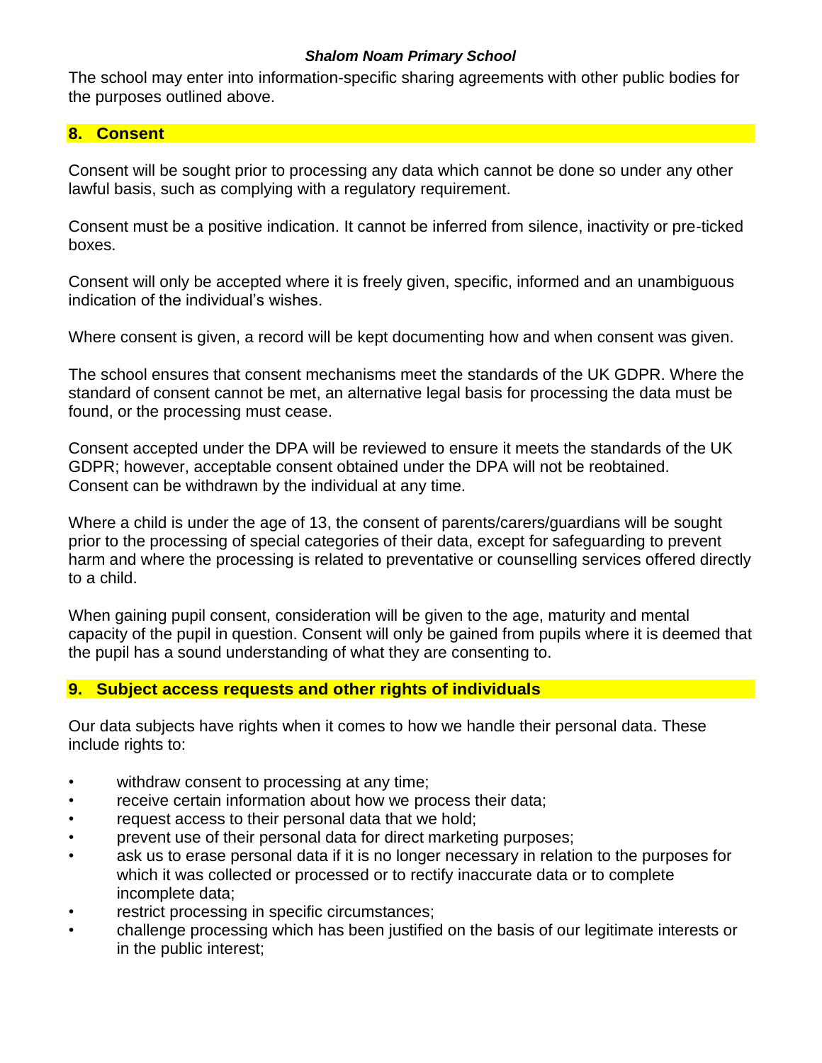The school may enter into information-specific sharing agreements with other public bodies for the purposes outlined above.

## 8. Consent

Consent will be sought prior to processing any data which cannot be done so under any other lawful basis, such as complying with a regulatory requirement.

Consent must be a positive indication. It cannot be inferred from silence, inactivity or pre-ticked boxes.

Consent will only be accepted where it is freely given, specific, informed and an unambiguous indication of the individual's wishes.

Where consent is given, a record will be kept documenting how and when consent was given.

The school ensures that consent mechanisms meet the standards of the UK GDPR. Where the standard of consent cannot be met, an alternative legal basis for processing the data must be found, or the processing must cease.

Consent accepted under the DPA will be reviewed to ensure it meets the standards of the UK GDPR; however, acceptable consent obtained under the DPA will not be reobtained.
Consent can be withdrawn by the individual at any time.

Where a child is under the age of 13, the consent of parents/carers/guardians will be sought prior to the processing of special categories of their data, except for safeguarding to prevent harm and where the processing is related to preventative or counselling services offered directly to a child.

When gaining pupil consent, consideration will be given to the age, maturity and mental capacity of the pupil in question. Consent will only be gained from pupils where it is deemed that the pupil has a sound understanding of what they are consenting to.

## 9. Subject access requests and other rights of individuals

Our data subjects have rights when it comes to how we handle their personal data. These include rights to:

- withdraw consent to processing at any time;
- receive certain information about how we process their data;
- request access to their personal data that we hold;
- prevent use of their personal data for direct marketing purposes;
- ask us to erase personal data if it is no longer necessary in relation to the purposes for which it was collected or processed or to rectify inaccurate data or to complete incomplete data;
- restrict processing in specific circumstances;
- challenge processing which has been justified on the basis of our legitimate interests or in the public interest;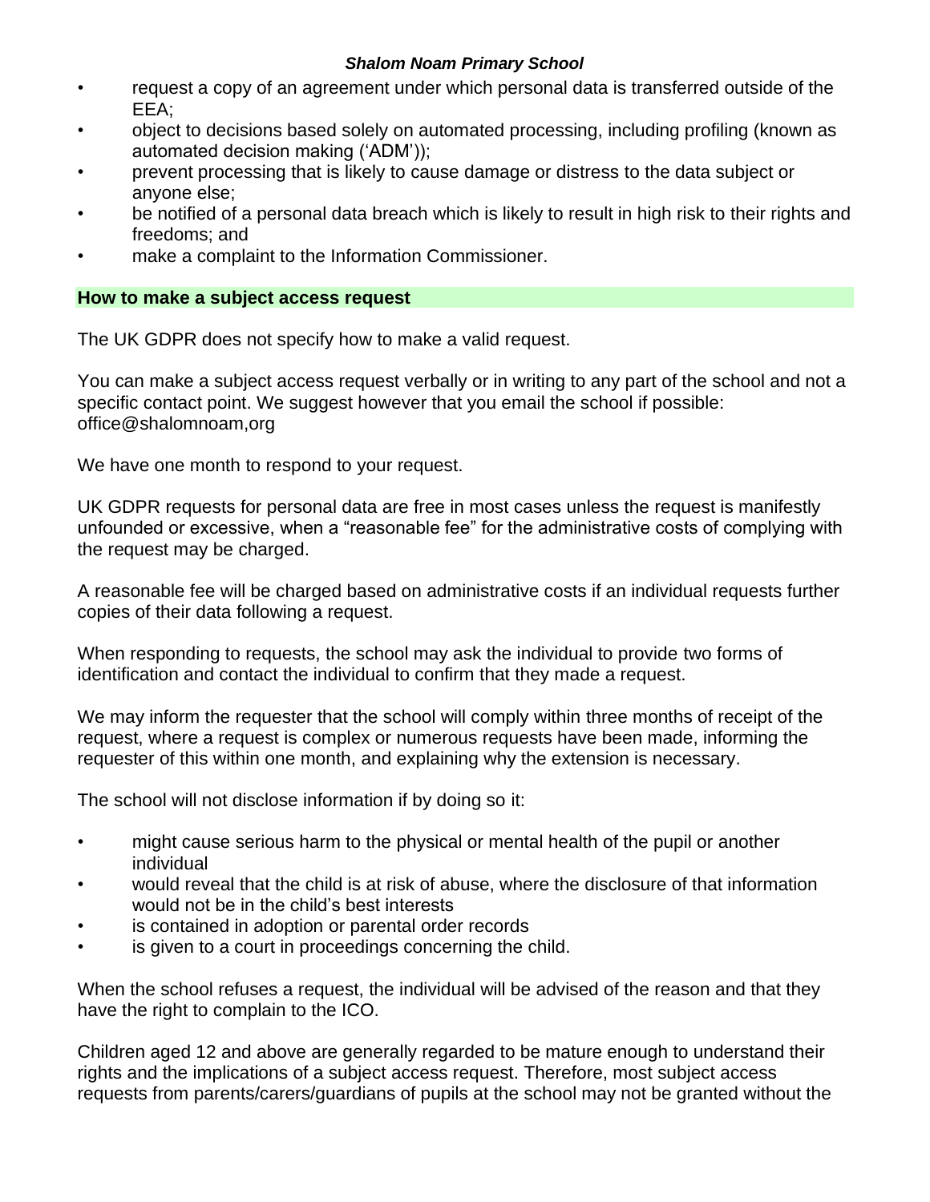- request a copy of an agreement under which personal data is transferred outside of the EEA;
- object to decisions based solely on automated processing, including profiling (known as automated decision making ('ADM'));
- prevent processing that is likely to cause damage or distress to the data subject or anyone else;
- be notified of a personal data breach which is likely to result in high risk to their rights and freedoms; and
- make a complaint to the Information Commissioner.

## How to make a subject access request

The UK GDPR does not specify how to make a valid request.

You can make a subject access request verbally or in writing to any part of the school and not a specific contact point. We suggest however that you email the school if possible: office@shalomnoam,org

We have one month to respond to your request.

UK GDPR requests for personal data are free in most cases unless the request is manifestly unfounded or excessive, when a "reasonable fee" for the administrative costs of complying with the request may be charged.

A reasonable fee will be charged based on administrative costs if an individual requests further copies of their data following a request.

When responding to requests, the school may ask the individual to provide two forms of identification and contact the individual to confirm that they made a request.

We may inform the requester that the school will comply within three months of receipt of the request, where a request is complex or numerous requests have been made, informing the requester of this within one month, and explaining why the extension is necessary.

The school will not disclose information if by doing so it:

- might cause serious harm to the physical or mental health of the pupil or another individual
- would reveal that the child is at risk of abuse, where the disclosure of that information would not be in the child's best interests
- is contained in adoption or parental order records
- is given to a court in proceedings concerning the child.

When the school refuses a request, the individual will be advised of the reason and that they have the right to complain to the ICO.

Children aged 12 and above are generally regarded to be mature enough to understand their rights and the implications of a subject access request. Therefore, most subject access requests from parents/carers/guardians of pupils at the school may not be granted without the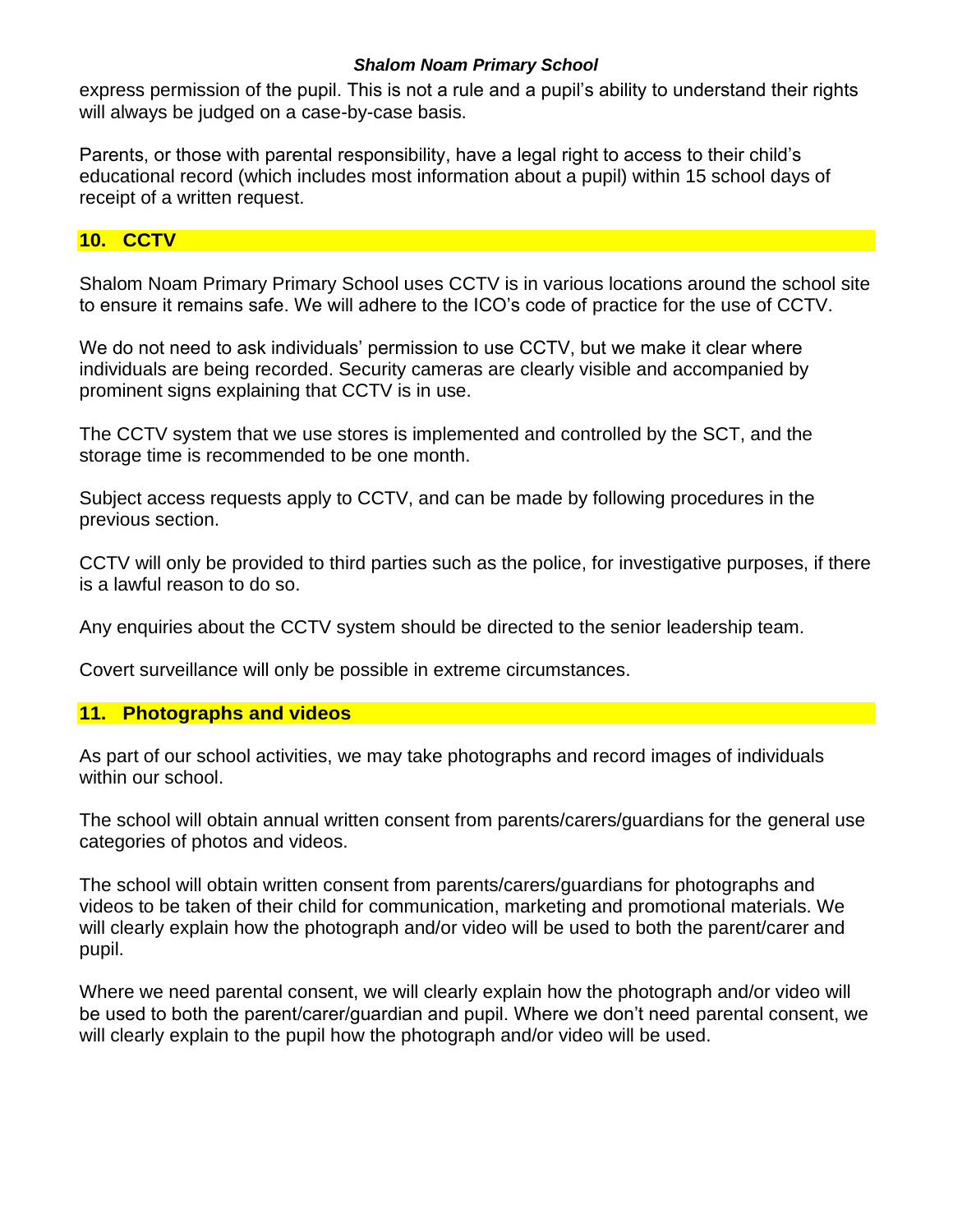express permission of the pupil. This is not a rule and a pupil's ability to understand their rights will always be judged on a case-by-case basis.

Parents, or those with parental responsibility, have a legal right to access to their child's educational record (which includes most information about a pupil) within 15 school days of receipt of a written request.

## 10. CCTV

Shalom Noam Primary Primary School uses CCTV is in various locations around the school site to ensure it remains safe. We will adhere to the ICO's code of practice for the use of CCTV.

We do not need to ask individuals' permission to use CCTV, but we make it clear where individuals are being recorded. Security cameras are clearly visible and accompanied by prominent signs explaining that CCTV is in use.

The CCTV system that we use stores is implemented and controlled by the SCT, and the storage time is recommended to be one month.

Subject access requests apply to CCTV, and can be made by following procedures in the previous section.

CCTV will only be provided to third parties such as the police, for investigative purposes, if there is a lawful reason to do so.

Any enquiries about the CCTV system should be directed to the senior leadership team.

Covert surveillance will only be possible in extreme circumstances.

## 11. Photographs and videos

As part of our school activities, we may take photographs and record images of individuals within our school.

The school will obtain annual written consent from parents/carers/guardians for the general use categories of photos and videos.

The school will obtain written consent from parents/carers/guardians for photographs and videos to be taken of their child for communication, marketing and promotional materials. We will clearly explain how the photograph and/or video will be used to both the parent/carer and pupil.

Where we need parental consent, we will clearly explain how the photograph and/or video will be used to both the parent/carer/guardian and pupil. Where we don't need parental consent, we will clearly explain to the pupil how the photograph and/or video will be used.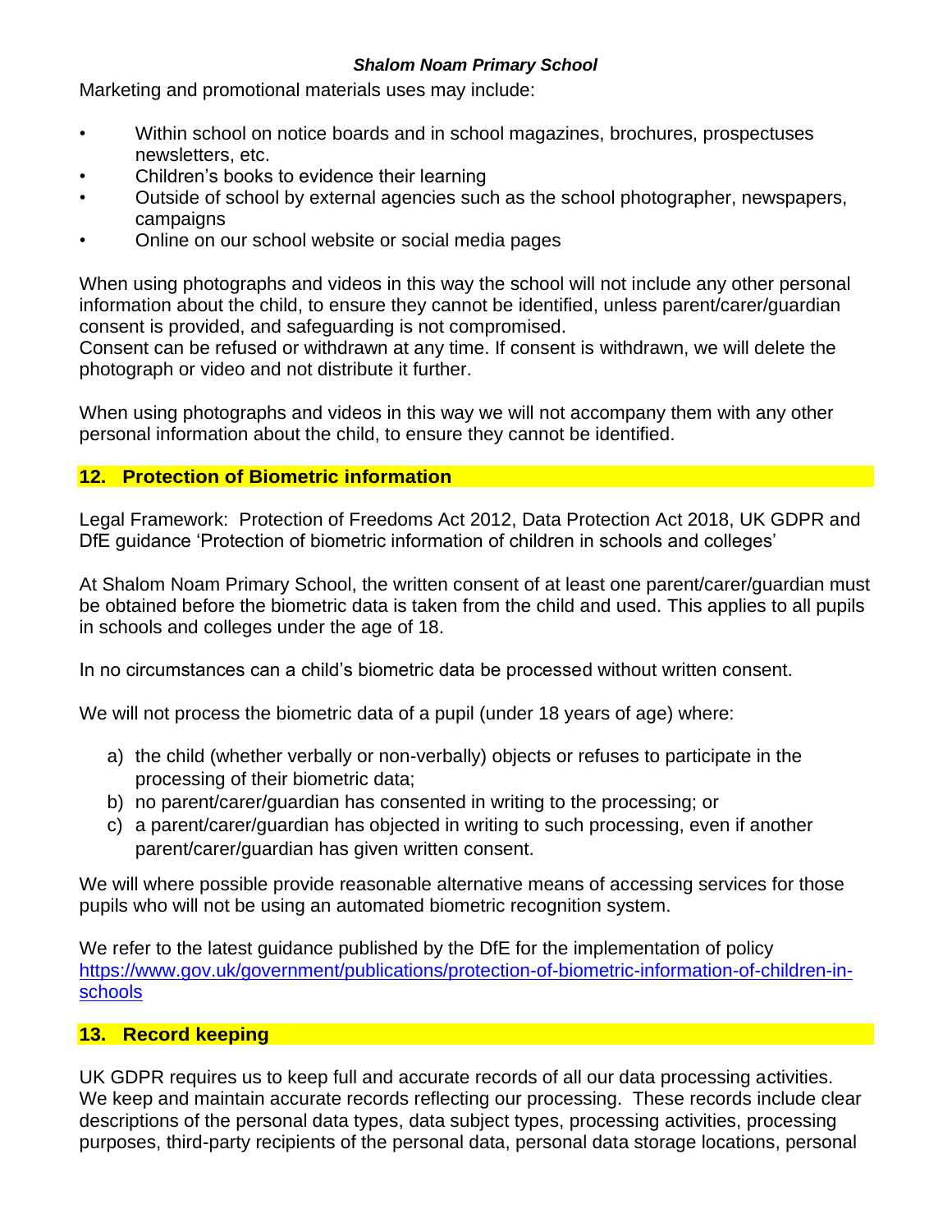Marketing and promotional materials uses may include:

- Within school on notice boards and in school magazines, brochures, prospectuses newsletters, etc.
- Children's books to evidence their learning
- Outside of school by external agencies such as the school photographer, newspapers, campaigns
- Online on our school website or social media pages

When using photographs and videos in this way the school will not include any other personal information about the child, to ensure they cannot be identified, unless parent/carer/guardian consent is provided, and safeguarding is not compromised.
Consent can be refused or withdrawn at any time. If consent is withdrawn, we will delete the photograph or video and not distribute it further.

When using photographs and videos in this way we will not accompany them with any other personal information about the child, to ensure they cannot be identified.

## 12. Protection of Biometric information

Legal Framework: Protection of Freedoms Act 2012, Data Protection Act 2018, UK GDPR and DfE guidance 'Protection of biometric information of children in schools and colleges'

At Shalom Noam Primary School, the written consent of at least one parent/carer/guardian must be obtained before the biometric data is taken from the child and used. This applies to all pupils in schools and colleges under the age of 18.

In no circumstances can a child's biometric data be processed without written consent.

We will not process the biometric data of a pupil (under 18 years of age) where:

a) the child (whether verbally or non-verbally) objects or refuses to participate in the processing of their biometric data;
b) no parent/carer/guardian has consented in writing to the processing; or
c) a parent/carer/guardian has objected in writing to such processing, even if another parent/carer/guardian has given written consent.

We will where possible provide reasonable alternative means of accessing services for those pupils who will not be using an automated biometric recognition system.

We refer to the latest guidance published by the DfE for the implementation of policy [https://www.gov.uk/government/publications/protection-of-biometric-information-of-children-in-schools](https://www.gov.uk/government/publications/protection-of-biometric-information-of-children-in-schools)

## 13. Record keeping

UK GDPR requires us to keep full and accurate records of all our data processing activities. We keep and maintain accurate records reflecting our processing. These records include clear descriptions of the personal data types, data subject types, processing activities, processing purposes, third-party recipients of the personal data, personal data storage locations, personal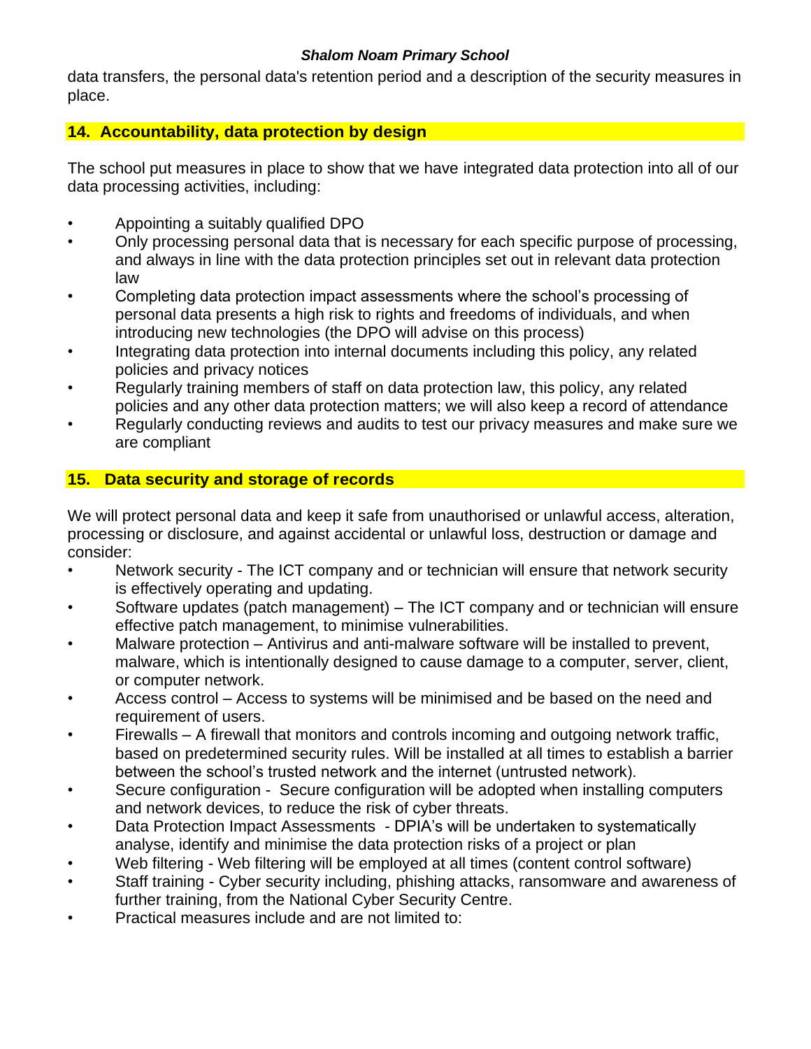data transfers, the personal data's retention period and a description of the security measures in place.

## 14. Accountability, data protection by design

The school put measures in place to show that we have integrated data protection into all of our data processing activities, including:

- Appointing a suitably qualified DPO
- Only processing personal data that is necessary for each specific purpose of processing, and always in line with the data protection principles set out in relevant data protection law
- Completing data protection impact assessments where the school's processing of personal data presents a high risk to rights and freedoms of individuals, and when introducing new technologies (the DPO will advise on this process)
- Integrating data protection into internal documents including this policy, any related policies and privacy notices
- Regularly training members of staff on data protection law, this policy, any related policies and any other data protection matters; we will also keep a record of attendance
- Regularly conducting reviews and audits to test our privacy measures and make sure we are compliant

## 15. Data security and storage of records

We will protect personal data and keep it safe from unauthorised or unlawful access, alteration, processing or disclosure, and against accidental or unlawful loss, destruction or damage and consider:

- Network security - The ICT company and or technician will ensure that network security is effectively operating and updating.
- Software updates (patch management) – The ICT company and or technician will ensure effective patch management, to minimise vulnerabilities.
- Malware protection – Antivirus and anti-malware software will be installed to prevent, malware, which is intentionally designed to cause damage to a computer, server, client, or computer network.
- Access control – Access to systems will be minimised and be based on the need and requirement of users.
- Firewalls – A firewall that monitors and controls incoming and outgoing network traffic, based on predetermined security rules. Will be installed at all times to establish a barrier between the school's trusted network and the internet (untrusted network).
- Secure configuration - Secure configuration will be adopted when installing computers and network devices, to reduce the risk of cyber threats.
- Data Protection Impact Assessments - DPIA's will be undertaken to systematically analyse, identify and minimise the data protection risks of a project or plan
- Web filtering - Web filtering will be employed at all times (content control software)
- Staff training - Cyber security including, phishing attacks, ransomware and awareness of further training, from the National Cyber Security Centre.
- Practical measures include and are not limited to: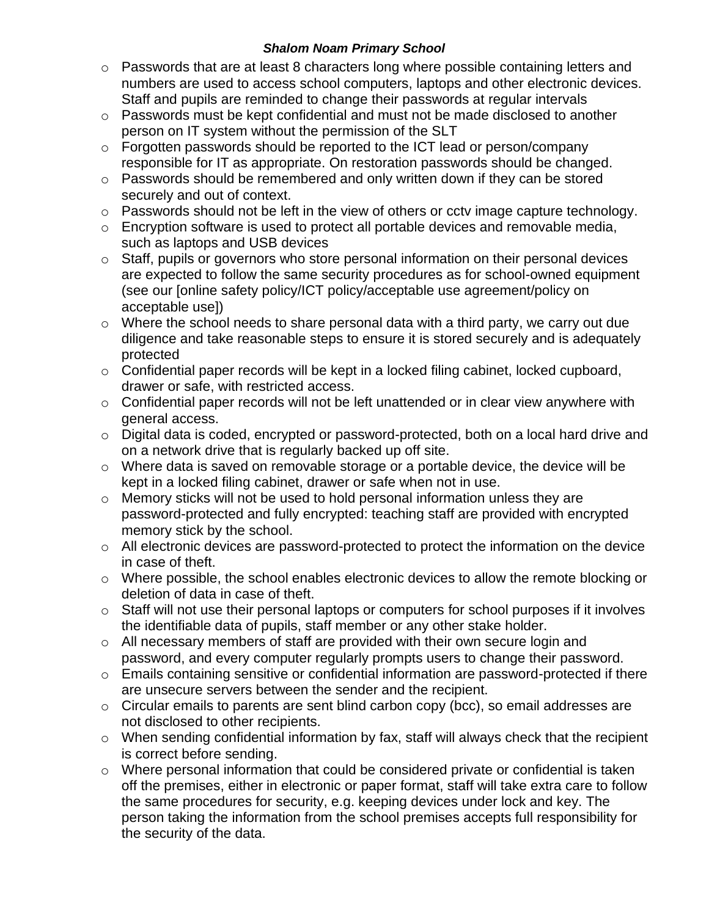- Passwords that are at least 8 characters long where possible containing letters and numbers are used to access school computers, laptops and other electronic devices. Staff and pupils are reminded to change their passwords at regular intervals
- Passwords must be kept confidential and must not be made disclosed to another person on IT system without the permission of the SLT
- Forgotten passwords should be reported to the ICT lead or person/company responsible for IT as appropriate. On restoration passwords should be changed.
- Passwords should be remembered and only written down if they can be stored securely and out of context.
- Passwords should not be left in the view of others or cctv image capture technology.
- Encryption software is used to protect all portable devices and removable media, such as laptops and USB devices
- Staff, pupils or governors who store personal information on their personal devices are expected to follow the same security procedures as for school-owned equipment (see our [online safety policy/ICT policy/acceptable use agreement/policy on acceptable use])
- Where the school needs to share personal data with a third party, we carry out due diligence and take reasonable steps to ensure it is stored securely and is adequately protected
- Confidential paper records will be kept in a locked filing cabinet, locked cupboard, drawer or safe, with restricted access.
- Confidential paper records will not be left unattended or in clear view anywhere with general access.
- Digital data is coded, encrypted or password-protected, both on a local hard drive and on a network drive that is regularly backed up off site.
- Where data is saved on removable storage or a portable device, the device will be kept in a locked filing cabinet, drawer or safe when not in use.
- Memory sticks will not be used to hold personal information unless they are password-protected and fully encrypted: teaching staff are provided with encrypted memory stick by the school.
- All electronic devices are password-protected to protect the information on the device in case of theft.
- Where possible, the school enables electronic devices to allow the remote blocking or deletion of data in case of theft.
- Staff will not use their personal laptops or computers for school purposes if it involves the identifiable data of pupils, staff member or any other stake holder.
- All necessary members of staff are provided with their own secure login and password, and every computer regularly prompts users to change their password.
- Emails containing sensitive or confidential information are password-protected if there are unsecure servers between the sender and the recipient.
- Circular emails to parents are sent blind carbon copy (bcc), so email addresses are not disclosed to other recipients.
- When sending confidential information by fax, staff will always check that the recipient is correct before sending.
- Where personal information that could be considered private or confidential is taken off the premises, either in electronic or paper format, staff will take extra care to follow the same procedures for security, e.g. keeping devices under lock and key. The person taking the information from the school premises accepts full responsibility for the security of the data.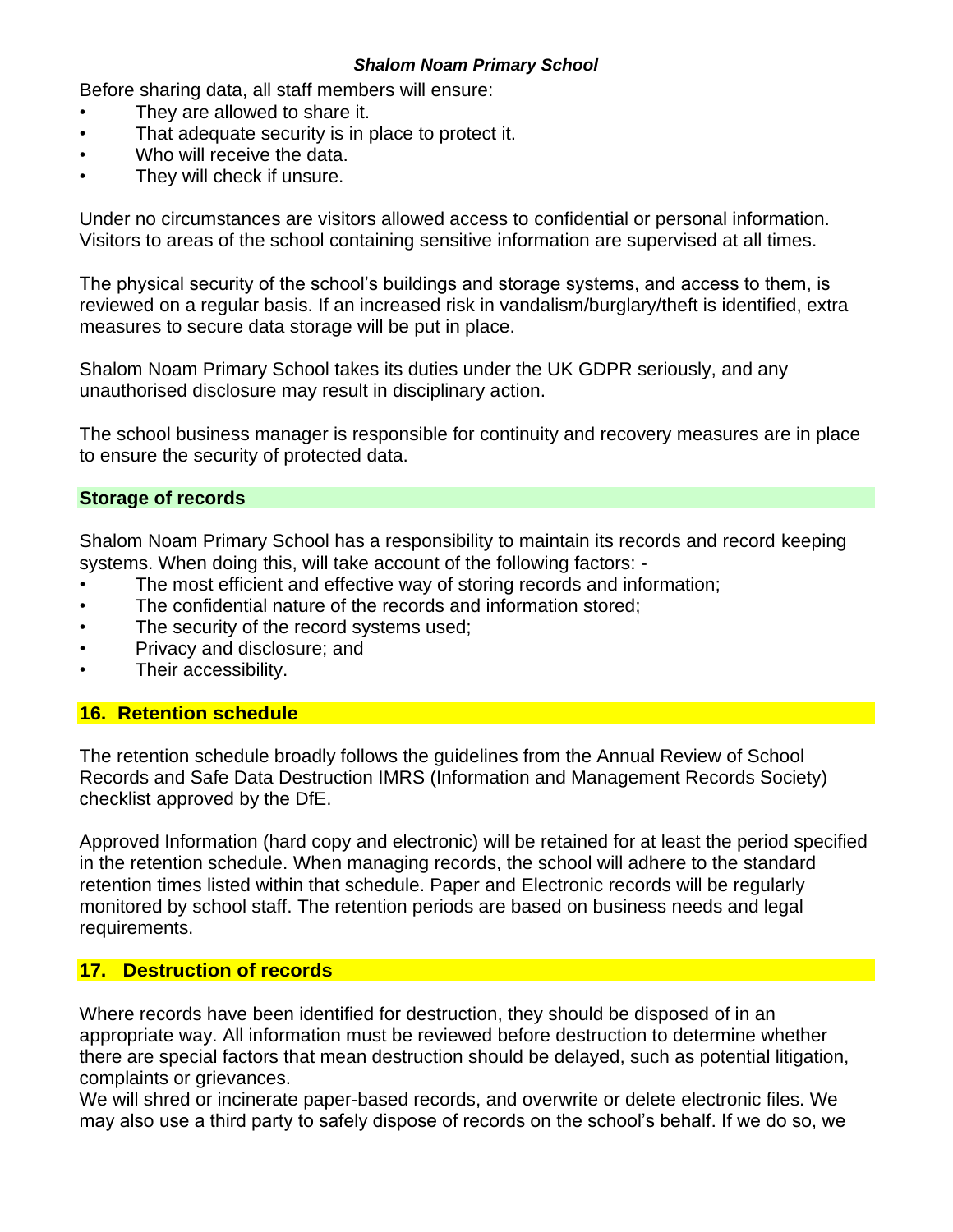Before sharing data, all staff members will ensure:

- They are allowed to share it.
- That adequate security is in place to protect it.
- Who will receive the data.
- They will check if unsure.

Under no circumstances are visitors allowed access to confidential or personal information. Visitors to areas of the school containing sensitive information are supervised at all times.

The physical security of the school's buildings and storage systems, and access to them, is reviewed on a regular basis. If an increased risk in vandalism/burglary/theft is identified, extra measures to secure data storage will be put in place.

Shalom Noam Primary School takes its duties under the UK GDPR seriously, and any unauthorised disclosure may result in disciplinary action.

The school business manager is responsible for continuity and recovery measures are in place to ensure the security of protected data.

**Storage of records**

Shalom Noam Primary School has a responsibility to maintain its records and record keeping systems. When doing this, will take account of the following factors: -

- The most efficient and effective way of storing records and information;
- The confidential nature of the records and information stored;
- The security of the record systems used;
- Privacy and disclosure; and
- Their accessibility.

## 16. Retention schedule

The retention schedule broadly follows the guidelines from the Annual Review of School Records and Safe Data Destruction IMRS (Information and Management Records Society) checklist approved by the DfE.

Approved Information (hard copy and electronic) will be retained for at least the period specified in the retention schedule. When managing records, the school will adhere to the standard retention times listed within that schedule. Paper and Electronic records will be regularly monitored by school staff. The retention periods are based on business needs and legal requirements.

## 17. Destruction of records

Where records have been identified for destruction, they should be disposed of in an appropriate way. All information must be reviewed before destruction to determine whether there are special factors that mean destruction should be delayed, such as potential litigation, complaints or grievances.
We will shred or incinerate paper-based records, and overwrite or delete electronic files. We may also use a third party to safely dispose of records on the school's behalf. If we do so, we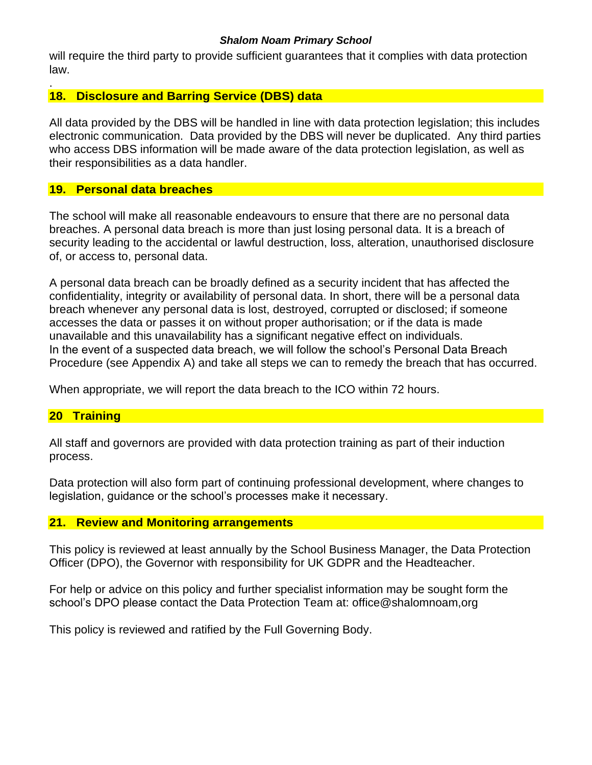will require the third party to provide sufficient guarantees that it complies with data protection law.

.

## 18. Disclosure and Barring Service (DBS) data

All data provided by the DBS will be handled in line with data protection legislation; this includes electronic communication. Data provided by the DBS will never be duplicated. Any third parties who access DBS information will be made aware of the data protection legislation, as well as their responsibilities as a data handler.

## 19. Personal data breaches

The school will make all reasonable endeavours to ensure that there are no personal data breaches. A personal data breach is more than just losing personal data. It is a breach of security leading to the accidental or lawful destruction, loss, alteration, unauthorised disclosure of, or access to, personal data.

A personal data breach can be broadly defined as a security incident that has affected the confidentiality, integrity or availability of personal data. In short, there will be a personal data breach whenever any personal data is lost, destroyed, corrupted or disclosed; if someone accesses the data or passes it on without proper authorisation; or if the data is made unavailable and this unavailability has a significant negative effect on individuals.
In the event of a suspected data breach, we will follow the school's Personal Data Breach Procedure (see Appendix A) and take all steps we can to remedy the breach that has occurred.

When appropriate, we will report the data breach to the ICO within 72 hours.

## 20 Training

All staff and governors are provided with data protection training as part of their induction process.

Data protection will also form part of continuing professional development, where changes to legislation, guidance or the school's processes make it necessary.

## 21. Review and Monitoring arrangements

This policy is reviewed at least annually by the School Business Manager, the Data Protection Officer (DPO), the Governor with responsibility for UK GDPR and the Headteacher.

For help or advice on this policy and further specialist information may be sought form the school's DPO please contact the Data Protection Team at: office@shalomnoam,org

This policy is reviewed and ratified by the Full Governing Body.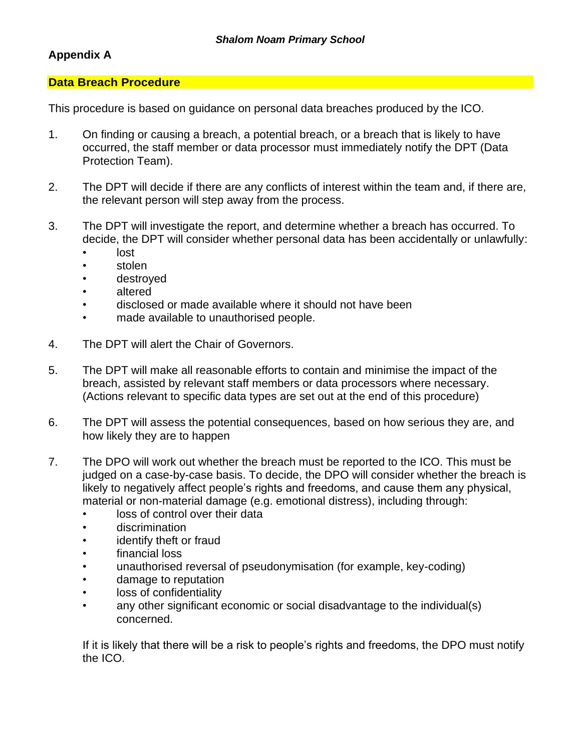## Appendix A

### Data Breach Procedure

This procedure is based on guidance on personal data breaches produced by the ICO.

1. On finding or causing a breach, a potential breach, or a breach that is likely to have occurred, the staff member or data processor must immediately notify the DPT (Data Protection Team).

2. The DPT will decide if there are any conflicts of interest within the team and, if there are, the relevant person will step away from the process.

3. The DPT will investigate the report, and determine whether a breach has occurred. To decide, the DPT will consider whether personal data has been accidentally or unlawfully:
   - lost
   - stolen
   - destroyed
   - altered
   - disclosed or made available where it should not have been
   - made available to unauthorised people.

4. The DPT will alert the Chair of Governors.

5. The DPT will make all reasonable efforts to contain and minimise the impact of the breach, assisted by relevant staff members or data processors where necessary. (Actions relevant to specific data types are set out at the end of this procedure)

6. The DPT will assess the potential consequences, based on how serious they are, and how likely they are to happen

7. The DPO will work out whether the breach must be reported to the ICO. This must be judged on a case-by-case basis. To decide, the DPO will consider whether the breach is likely to negatively affect people's rights and freedoms, and cause them any physical, material or non-material damage (e.g. emotional distress), including through:
   - loss of control over their data
   - discrimination
   - identify theft or fraud
   - financial loss
   - unauthorised reversal of pseudonymisation (for example, key-coding)
   - damage to reputation
   - loss of confidentiality
   - any other significant economic or social disadvantage to the individual(s) concerned.

   If it is likely that there will be a risk to people's rights and freedoms, the DPO must notify the ICO.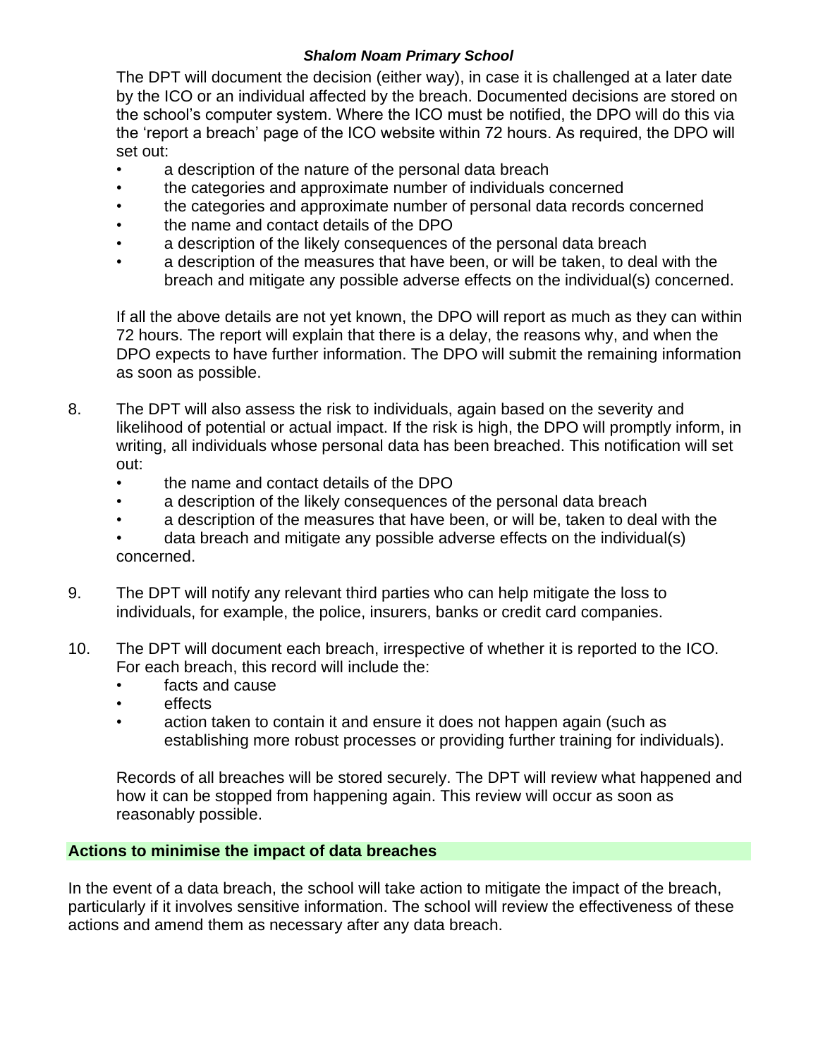The DPT will document the decision (either way), in case it is challenged at a later date by the ICO or an individual affected by the breach. Documented decisions are stored on the school's computer system. Where the ICO must be notified, the DPO will do this via the 'report a breach' page of the ICO website within 72 hours. As required, the DPO will set out:

- a description of the nature of the personal data breach
- the categories and approximate number of individuals concerned
- the categories and approximate number of personal data records concerned
- the name and contact details of the DPO
- a description of the likely consequences of the personal data breach
- a description of the measures that have been, or will be taken, to deal with the breach and mitigate any possible adverse effects on the individual(s) concerned.

If all the above details are not yet known, the DPO will report as much as they can within 72 hours. The report will explain that there is a delay, the reasons why, and when the DPO expects to have further information. The DPO will submit the remaining information as soon as possible.

8. The DPT will also assess the risk to individuals, again based on the severity and likelihood of potential or actual impact. If the risk is high, the DPO will promptly inform, in writing, all individuals whose personal data has been breached. This notification will set out:
   - the name and contact details of the DPO
   - a description of the likely consequences of the personal data breach
   - a description of the measures that have been, or will be, taken to deal with the
   - data breach and mitigate any possible adverse effects on the individual(s) concerned.

9. The DPT will notify any relevant third parties who can help mitigate the loss to individuals, for example, the police, insurers, banks or credit card companies.

10. The DPT will document each breach, irrespective of whether it is reported to the ICO. For each breach, this record will include the:
    - facts and cause
    - effects
    - action taken to contain it and ensure it does not happen again (such as establishing more robust processes or providing further training for individuals).

    Records of all breaches will be stored securely. The DPT will review what happened and how it can be stopped from happening again. This review will occur as soon as reasonably possible.

## Actions to minimise the impact of data breaches

In the event of a data breach, the school will take action to mitigate the impact of the breach, particularly if it involves sensitive information. The school will review the effectiveness of these actions and amend them as necessary after any data breach.